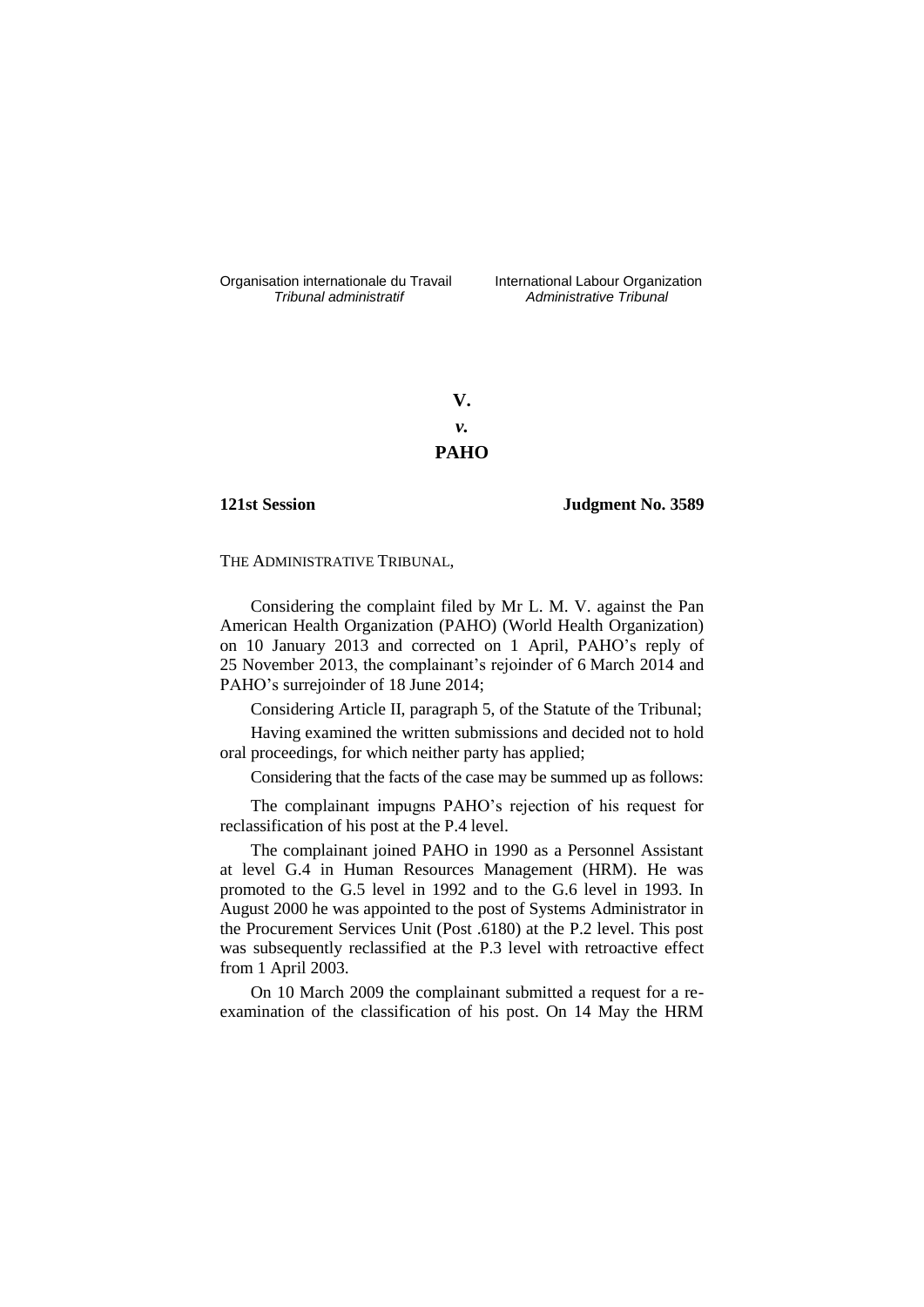Organisation internationale du Travail
*Tribunal administratif*

International Labour Organization
*Administrative Tribunal*

**V.**

***v.***

**PAHO**

**121st Session** **Judgment No. 3589**

THE ADMINISTRATIVE TRIBUNAL,

Considering the complaint filed by Mr L. M. V. against the Pan American Health Organization (PAHO) (World Health Organization) on 10 January 2013 and corrected on 1 April, PAHO's reply of 25 November 2013, the complainant's rejoinder of 6 March 2014 and PAHO's surrejoinder of 18 June 2014;

Considering Article II, paragraph 5, of the Statute of the Tribunal;

Having examined the written submissions and decided not to hold oral proceedings, for which neither party has applied;

Considering that the facts of the case may be summed up as follows:

The complainant impugns PAHO's rejection of his request for reclassification of his post at the P.4 level.

The complainant joined PAHO in 1990 as a Personnel Assistant at level G.4 in Human Resources Management (HRM). He was promoted to the G.5 level in 1992 and to the G.6 level in 1993. In August 2000 he was appointed to the post of Systems Administrator in the Procurement Services Unit (Post .6180) at the P.2 level. This post was subsequently reclassified at the P.3 level with retroactive effect from 1 April 2003.

On 10 March 2009 the complainant submitted a request for a re-examination of the classification of his post. On 14 May the HRM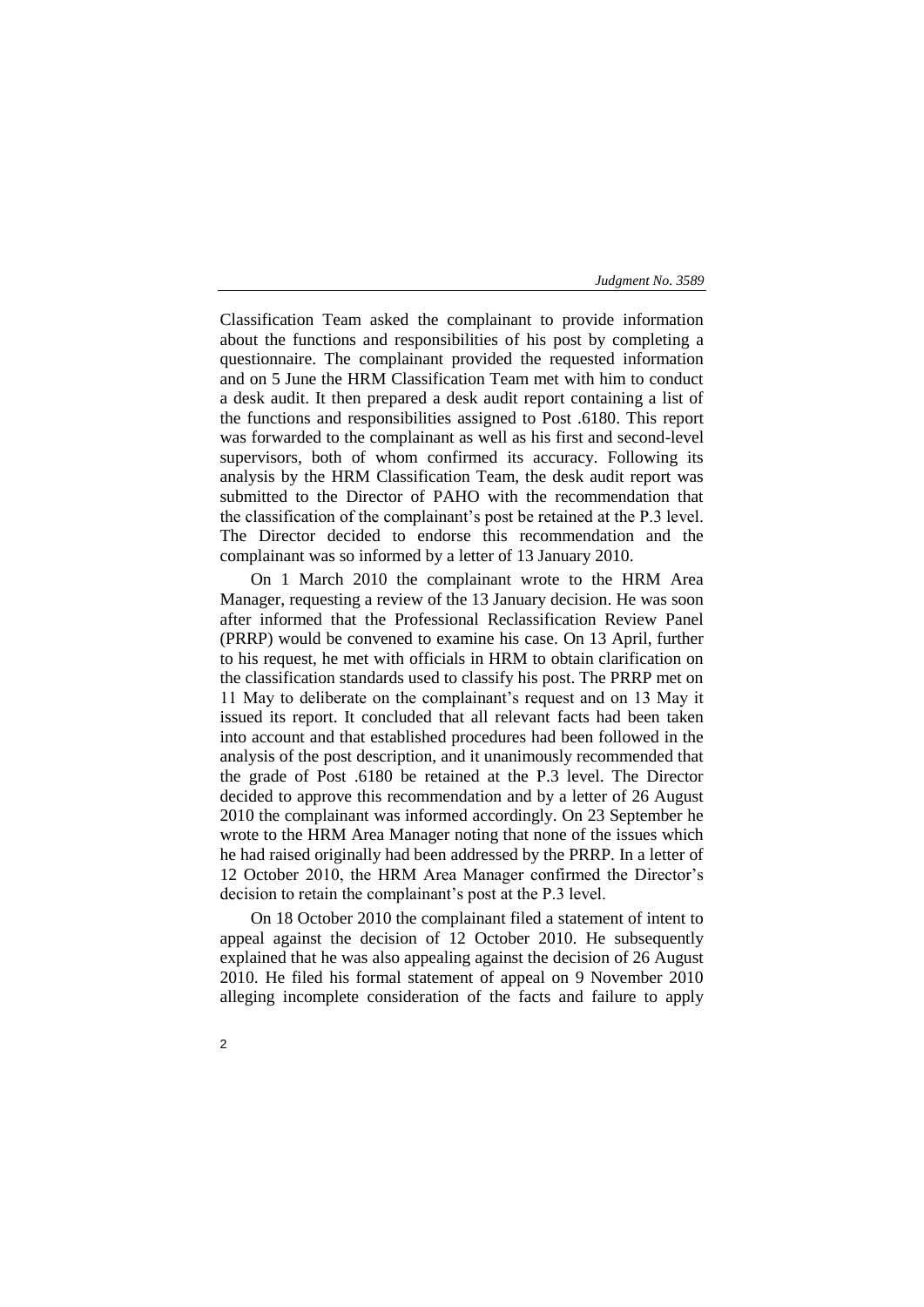Classification Team asked the complainant to provide information about the functions and responsibilities of his post by completing a questionnaire. The complainant provided the requested information and on 5 June the HRM Classification Team met with him to conduct a desk audit. It then prepared a desk audit report containing a list of the functions and responsibilities assigned to Post .6180. This report was forwarded to the complainant as well as his first and second-level supervisors, both of whom confirmed its accuracy. Following its analysis by the HRM Classification Team, the desk audit report was submitted to the Director of PAHO with the recommendation that the classification of the complainant's post be retained at the P.3 level. The Director decided to endorse this recommendation and the complainant was so informed by a letter of 13 January 2010.

On 1 March 2010 the complainant wrote to the HRM Area Manager, requesting a review of the 13 January decision. He was soon after informed that the Professional Reclassification Review Panel (PRRP) would be convened to examine his case. On 13 April, further to his request, he met with officials in HRM to obtain clarification on the classification standards used to classify his post. The PRRP met on 11 May to deliberate on the complainant's request and on 13 May it issued its report. It concluded that all relevant facts had been taken into account and that established procedures had been followed in the analysis of the post description, and it unanimously recommended that the grade of Post .6180 be retained at the P.3 level. The Director decided to approve this recommendation and by a letter of 26 August 2010 the complainant was informed accordingly. On 23 September he wrote to the HRM Area Manager noting that none of the issues which he had raised originally had been addressed by the PRRP. In a letter of 12 October 2010, the HRM Area Manager confirmed the Director's decision to retain the complainant's post at the P.3 level.

On 18 October 2010 the complainant filed a statement of intent to appeal against the decision of 12 October 2010. He subsequently explained that he was also appealing against the decision of 26 August 2010. He filed his formal statement of appeal on 9 November 2010 alleging incomplete consideration of the facts and failure to apply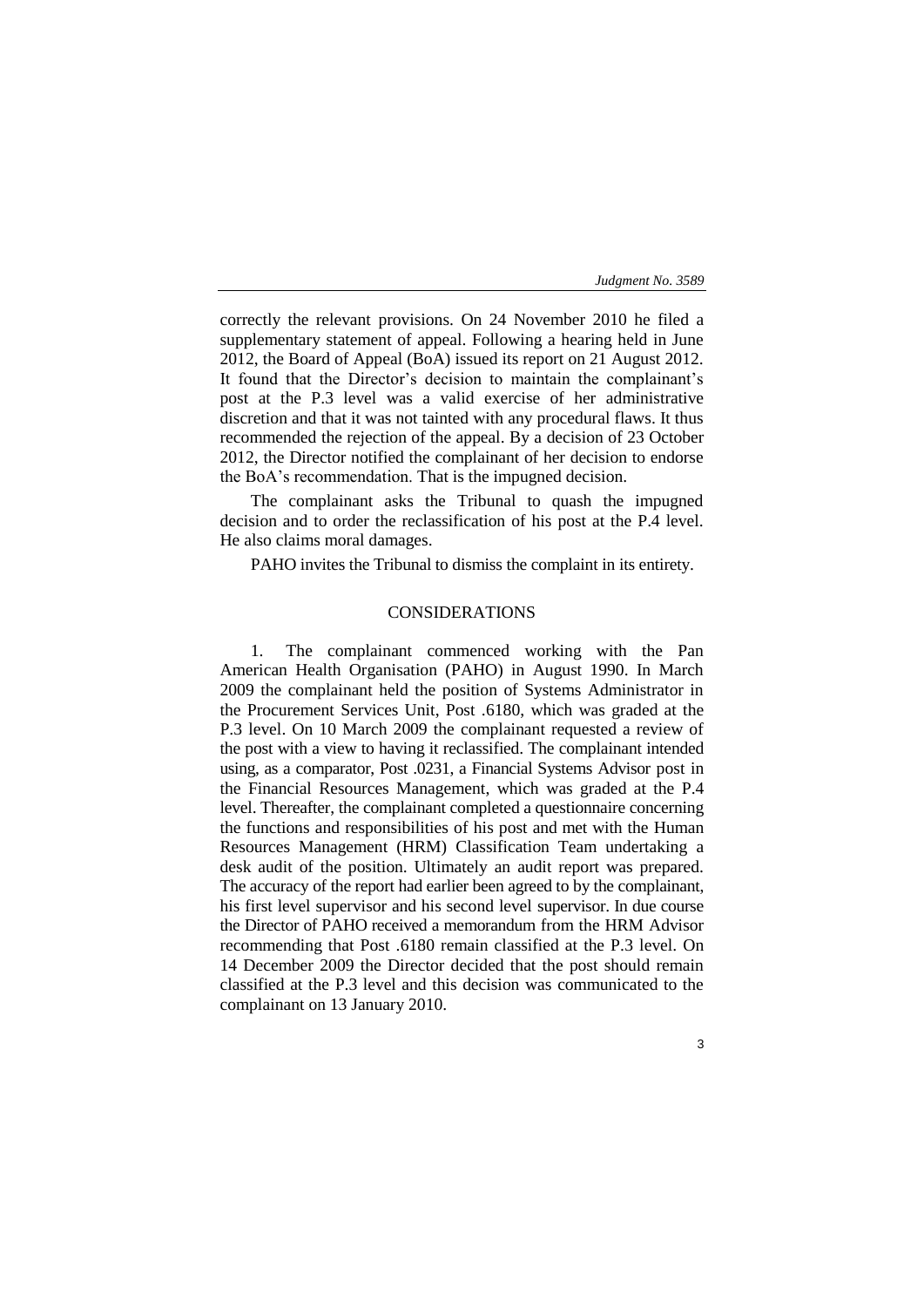correctly the relevant provisions. On 24 November 2010 he filed a supplementary statement of appeal. Following a hearing held in June 2012, the Board of Appeal (BoA) issued its report on 21 August 2012. It found that the Director's decision to maintain the complainant's post at the P.3 level was a valid exercise of her administrative discretion and that it was not tainted with any procedural flaws. It thus recommended the rejection of the appeal. By a decision of 23 October 2012, the Director notified the complainant of her decision to endorse the BoA's recommendation. That is the impugned decision.

The complainant asks the Tribunal to quash the impugned decision and to order the reclassification of his post at the P.4 level. He also claims moral damages.

PAHO invites the Tribunal to dismiss the complaint in its entirety.

## CONSIDERATIONS

1. The complainant commenced working with the Pan American Health Organisation (PAHO) in August 1990. In March 2009 the complainant held the position of Systems Administrator in the Procurement Services Unit, Post .6180, which was graded at the P.3 level. On 10 March 2009 the complainant requested a review of the post with a view to having it reclassified. The complainant intended using, as a comparator, Post .0231, a Financial Systems Advisor post in the Financial Resources Management, which was graded at the P.4 level. Thereafter, the complainant completed a questionnaire concerning the functions and responsibilities of his post and met with the Human Resources Management (HRM) Classification Team undertaking a desk audit of the position. Ultimately an audit report was prepared. The accuracy of the report had earlier been agreed to by the complainant, his first level supervisor and his second level supervisor. In due course the Director of PAHO received a memorandum from the HRM Advisor recommending that Post .6180 remain classified at the P.3 level. On 14 December 2009 the Director decided that the post should remain classified at the P.3 level and this decision was communicated to the complainant on 13 January 2010.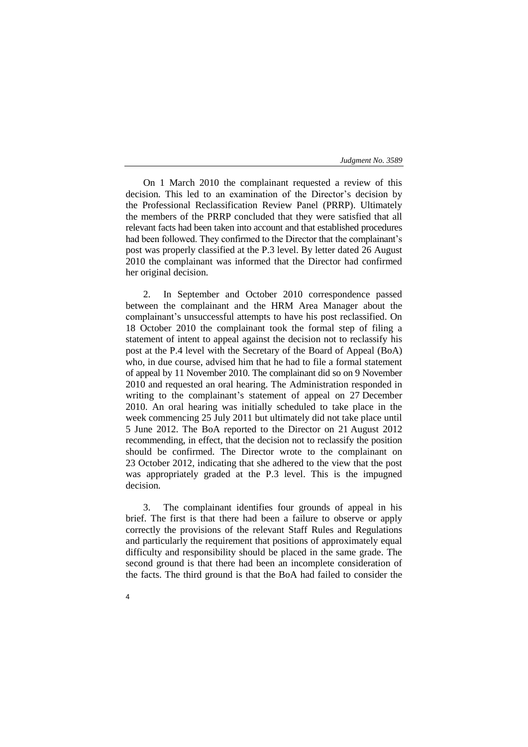On 1 March 2010 the complainant requested a review of this decision. This led to an examination of the Director's decision by the Professional Reclassification Review Panel (PRRP). Ultimately the members of the PRRP concluded that they were satisfied that all relevant facts had been taken into account and that established procedures had been followed. They confirmed to the Director that the complainant's post was properly classified at the P.3 level. By letter dated 26 August 2010 the complainant was informed that the Director had confirmed her original decision.

2. In September and October 2010 correspondence passed between the complainant and the HRM Area Manager about the complainant's unsuccessful attempts to have his post reclassified. On 18 October 2010 the complainant took the formal step of filing a statement of intent to appeal against the decision not to reclassify his post at the P.4 level with the Secretary of the Board of Appeal (BoA) who, in due course, advised him that he had to file a formal statement of appeal by 11 November 2010. The complainant did so on 9 November 2010 and requested an oral hearing. The Administration responded in writing to the complainant's statement of appeal on 27 December 2010. An oral hearing was initially scheduled to take place in the week commencing 25 July 2011 but ultimately did not take place until 5 June 2012. The BoA reported to the Director on 21 August 2012 recommending, in effect, that the decision not to reclassify the position should be confirmed. The Director wrote to the complainant on 23 October 2012, indicating that she adhered to the view that the post was appropriately graded at the P.3 level. This is the impugned decision.

3. The complainant identifies four grounds of appeal in his brief. The first is that there had been a failure to observe or apply correctly the provisions of the relevant Staff Rules and Regulations and particularly the requirement that positions of approximately equal difficulty and responsibility should be placed in the same grade. The second ground is that there had been an incomplete consideration of the facts. The third ground is that the BoA had failed to consider the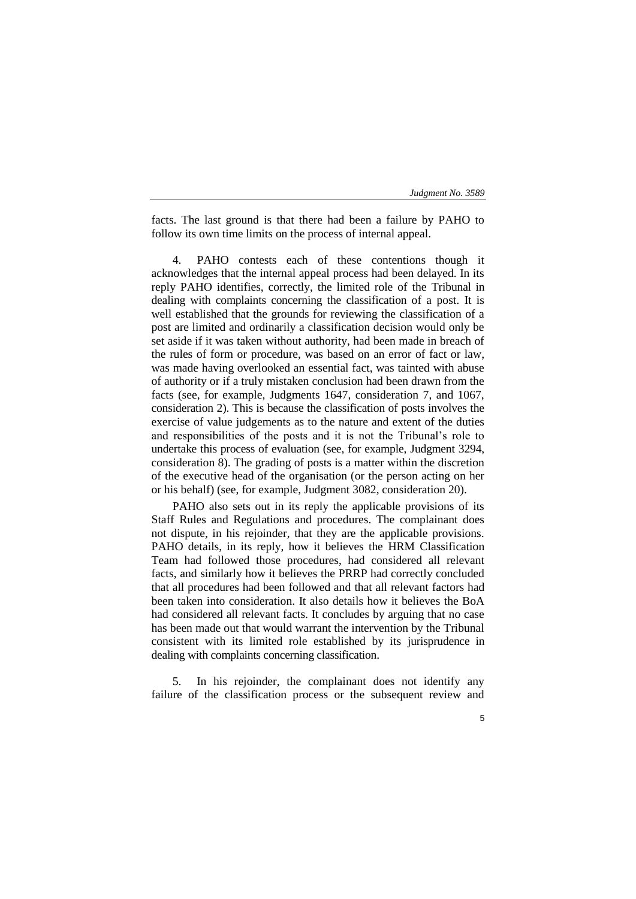facts. The last ground is that there had been a failure by PAHO to follow its own time limits on the process of internal appeal.

4. PAHO contests each of these contentions though it acknowledges that the internal appeal process had been delayed. In its reply PAHO identifies, correctly, the limited role of the Tribunal in dealing with complaints concerning the classification of a post. It is well established that the grounds for reviewing the classification of a post are limited and ordinarily a classification decision would only be set aside if it was taken without authority, had been made in breach of the rules of form or procedure, was based on an error of fact or law, was made having overlooked an essential fact, was tainted with abuse of authority or if a truly mistaken conclusion had been drawn from the facts (see, for example, Judgments 1647, consideration 7, and 1067, consideration 2). This is because the classification of posts involves the exercise of value judgements as to the nature and extent of the duties and responsibilities of the posts and it is not the Tribunal's role to undertake this process of evaluation (see, for example, Judgment 3294, consideration 8). The grading of posts is a matter within the discretion of the executive head of the organisation (or the person acting on her or his behalf) (see, for example, Judgment 3082, consideration 20).

PAHO also sets out in its reply the applicable provisions of its Staff Rules and Regulations and procedures. The complainant does not dispute, in his rejoinder, that they are the applicable provisions. PAHO details, in its reply, how it believes the HRM Classification Team had followed those procedures, had considered all relevant facts, and similarly how it believes the PRRP had correctly concluded that all procedures had been followed and that all relevant factors had been taken into consideration. It also details how it believes the BoA had considered all relevant facts. It concludes by arguing that no case has been made out that would warrant the intervention by the Tribunal consistent with its limited role established by its jurisprudence in dealing with complaints concerning classification.

5. In his rejoinder, the complainant does not identify any failure of the classification process or the subsequent review and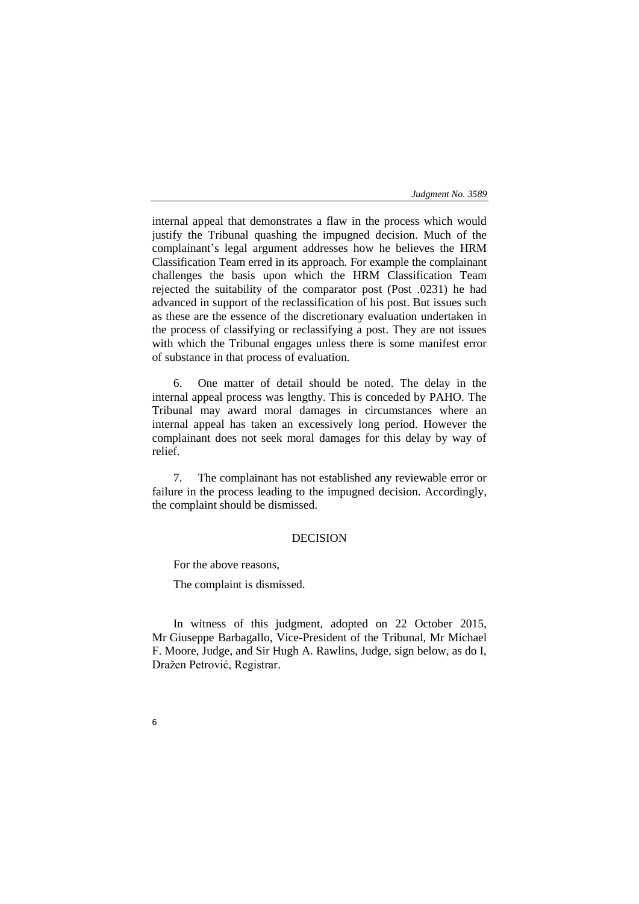internal appeal that demonstrates a flaw in the process which would justify the Tribunal quashing the impugned decision. Much of the complainant's legal argument addresses how he believes the HRM Classification Team erred in its approach. For example the complainant challenges the basis upon which the HRM Classification Team rejected the suitability of the comparator post (Post .0231) he had advanced in support of the reclassification of his post. But issues such as these are the essence of the discretionary evaluation undertaken in the process of classifying or reclassifying a post. They are not issues with which the Tribunal engages unless there is some manifest error of substance in that process of evaluation.

6. One matter of detail should be noted. The delay in the internal appeal process was lengthy. This is conceded by PAHO. The Tribunal may award moral damages in circumstances where an internal appeal has taken an excessively long period. However the complainant does not seek moral damages for this delay by way of relief.

7. The complainant has not established any reviewable error or failure in the process leading to the impugned decision. Accordingly, the complaint should be dismissed.

## DECISION

For the above reasons,

The complaint is dismissed.

In witness of this judgment, adopted on 22 October 2015, Mr Giuseppe Barbagallo, Vice-President of the Tribunal, Mr Michael F. Moore, Judge, and Sir Hugh A. Rawlins, Judge, sign below, as do I, Dražen Petrović, Registrar.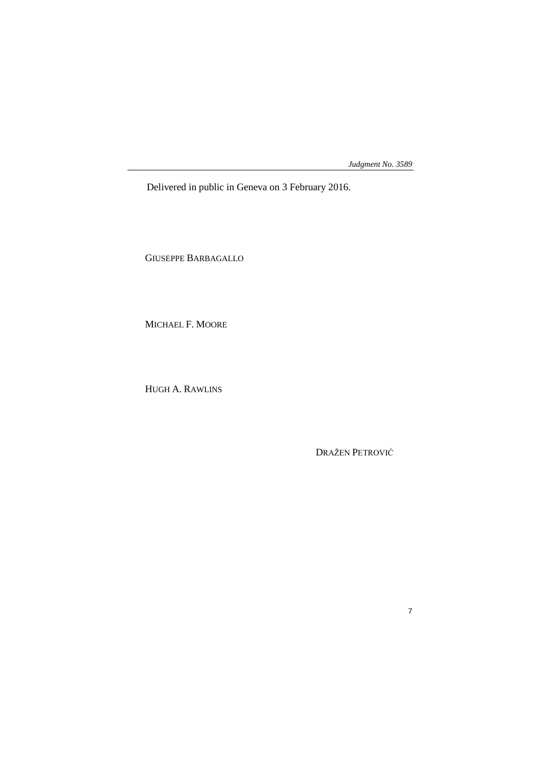Delivered in public in Geneva on 3 February 2016.

GIUSEPPE BARBAGALLO

MICHAEL F. MOORE

HUGH A. RAWLINS

DRAŽEN PETROVIĆ